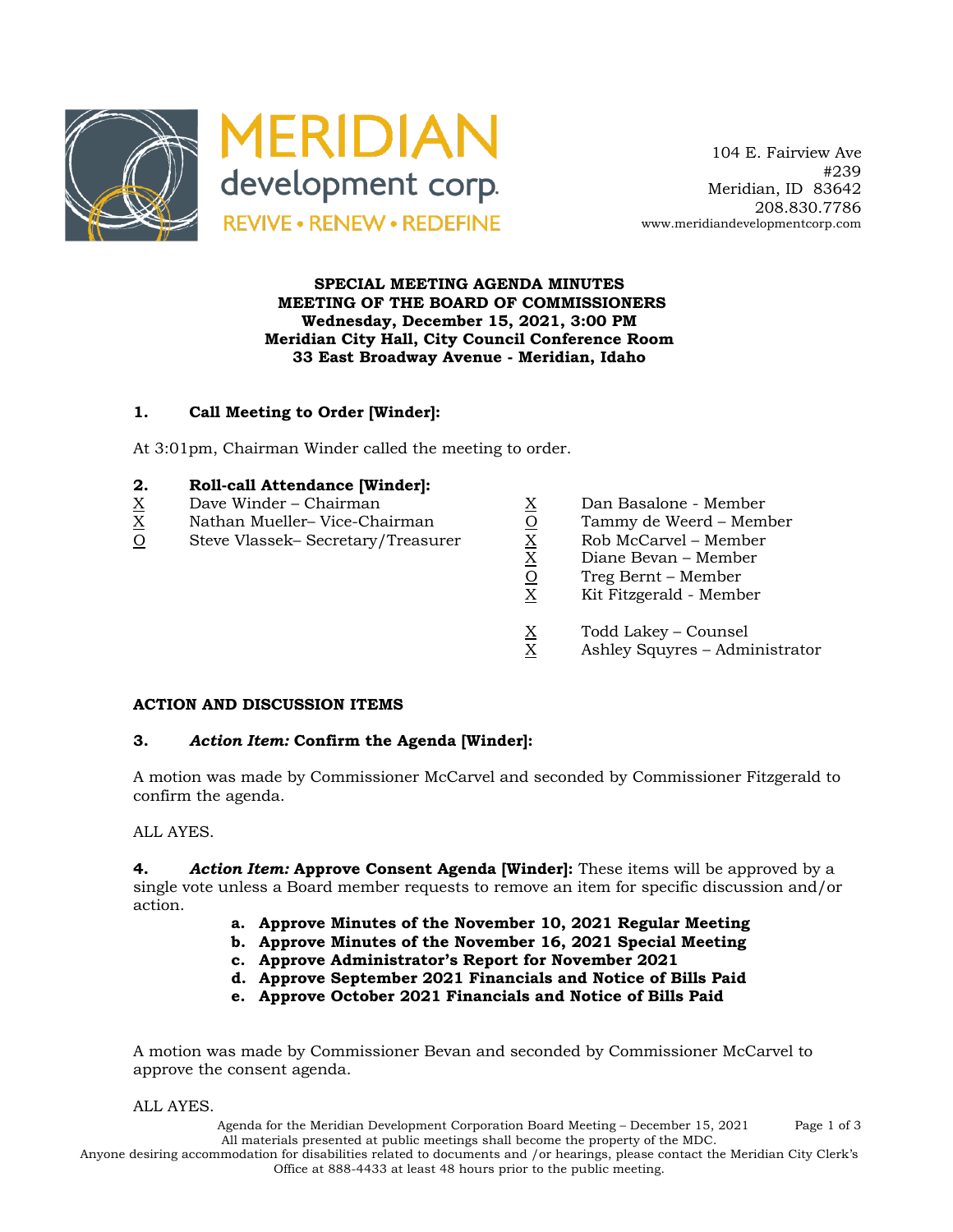MERIDIAN development corp.
REVIVE • RENEW • REDEFINE

104 E. Fairview Ave
#239
Meridian, ID 83642
208.830.7786
www.meridiandevelopmentcorp.com

**SPECIAL MEETING AGENDA MINUTES**
**MEETING OF THE BOARD OF COMMISSIONERS**
**Wednesday, December 15, 2021, 3:00 PM**
**Meridian City Hall, City Council Conference Room**
**33 East Broadway Avenue - Meridian, Idaho**

**1. Call Meeting to Order [Winder]:**

At 3:01pm, Chairman Winder called the meeting to order.

**2. Roll-call Attendance [Winder]:**

X Dave Winder – Chairman
X Nathan Mueller– Vice-Chairman
O Steve Vlassek– Secretary/Treasurer
X Dan Basalone - Member
O Tammy de Weerd – Member
X Rob McCarvel – Member
X Diane Bevan – Member
O Treg Bernt – Member
X Kit Fitzgerald - Member

X Todd Lakey – Counsel
X Ashley Squyres – Administrator

**ACTION AND DISCUSSION ITEMS**

**3. *Action Item:* Confirm the Agenda [Winder]:**

A motion was made by Commissioner McCarvel and seconded by Commissioner Fitzgerald to confirm the agenda.

ALL AYES.

**4. *Action Item:* Approve Consent Agenda [Winder]:** These items will be approved by a single vote unless a Board member requests to remove an item for specific discussion and/or action.

a. **Approve Minutes of the November 10, 2021 Regular Meeting**
b. **Approve Minutes of the November 16, 2021 Special Meeting**
c. **Approve Administrator's Report for November 2021**
d. **Approve September 2021 Financials and Notice of Bills Paid**
e. **Approve October 2021 Financials and Notice of Bills Paid**

A motion was made by Commissioner Bevan and seconded by Commissioner McCarvel to approve the consent agenda.

ALL AYES.

All materials presented at public meetings shall become the property of the MDC.
Anyone desiring accommodation for disabilities related to documents and /or hearings, please contact the Meridian City Clerk's Office at 888-4433 at least 48 hours prior to the public meeting.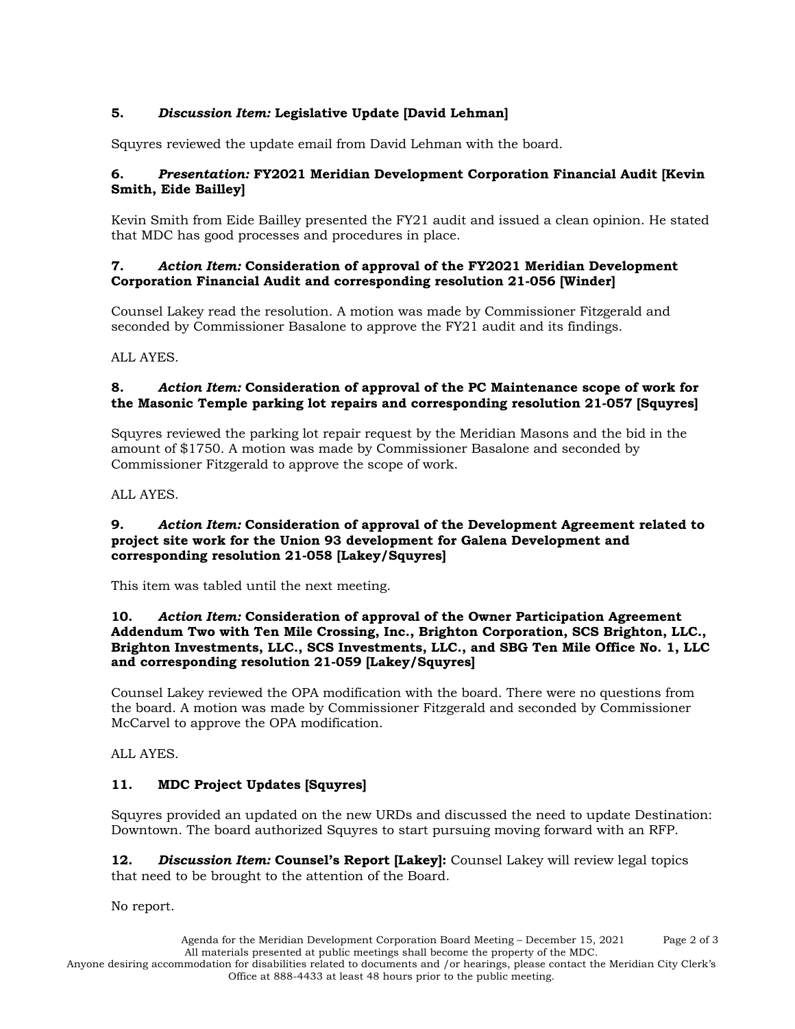**5.** *Discussion Item:* **Legislative Update [David Lehman]**

Squyres reviewed the update email from David Lehman with the board.

**6.** *Presentation:* **FY2021 Meridian Development Corporation Financial Audit [Kevin Smith, Eide Bailley]**

Kevin Smith from Eide Bailley presented the FY21 audit and issued a clean opinion. He stated that MDC has good processes and procedures in place.

**7.** *Action Item:* **Consideration of approval of the FY2021 Meridian Development Corporation Financial Audit and corresponding resolution 21-056 [Winder]**

Counsel Lakey read the resolution. A motion was made by Commissioner Fitzgerald and seconded by Commissioner Basalone to approve the FY21 audit and its findings.

ALL AYES.

**8.** *Action Item:* **Consideration of approval of the PC Maintenance scope of work for the Masonic Temple parking lot repairs and corresponding resolution 21-057 [Squyres]**

Squyres reviewed the parking lot repair request by the Meridian Masons and the bid in the amount of $1750. A motion was made by Commissioner Basalone and seconded by Commissioner Fitzgerald to approve the scope of work.

ALL AYES.

**9.** *Action Item:* **Consideration of approval of the Development Agreement related to project site work for the Union 93 development for Galena Development and corresponding resolution 21-058 [Lakey/Squyres]**

This item was tabled until the next meeting.

**10.** *Action Item:* **Consideration of approval of the Owner Participation Agreement Addendum Two with Ten Mile Crossing, Inc., Brighton Corporation, SCS Brighton, LLC., Brighton Investments, LLC., SCS Investments, LLC., and SBG Ten Mile Office No. 1, LLC and corresponding resolution 21-059 [Lakey/Squyres]**

Counsel Lakey reviewed the OPA modification with the board. There were no questions from the board. A motion was made by Commissioner Fitzgerald and seconded by Commissioner McCarvel to approve the OPA modification.

ALL AYES.

**11. MDC Project Updates [Squyres]**

Squyres provided an updated on the new URDs and discussed the need to update Destination: Downtown. The board authorized Squyres to start pursuing moving forward with an RFP.

**12.** *Discussion Item:* **Counsel's Report [Lakey]:** Counsel Lakey will review legal topics that need to be brought to the attention of the Board.

No report.

Agenda for the Meridian Development Corporation Board Meeting – December 15, 2021
All materials presented at public meetings shall become the property of the MDC.
Anyone desiring accommodation for disabilities related to documents and /or hearings, please contact the Meridian City Clerk's Office at 888-4433 at least 48 hours prior to the public meeting.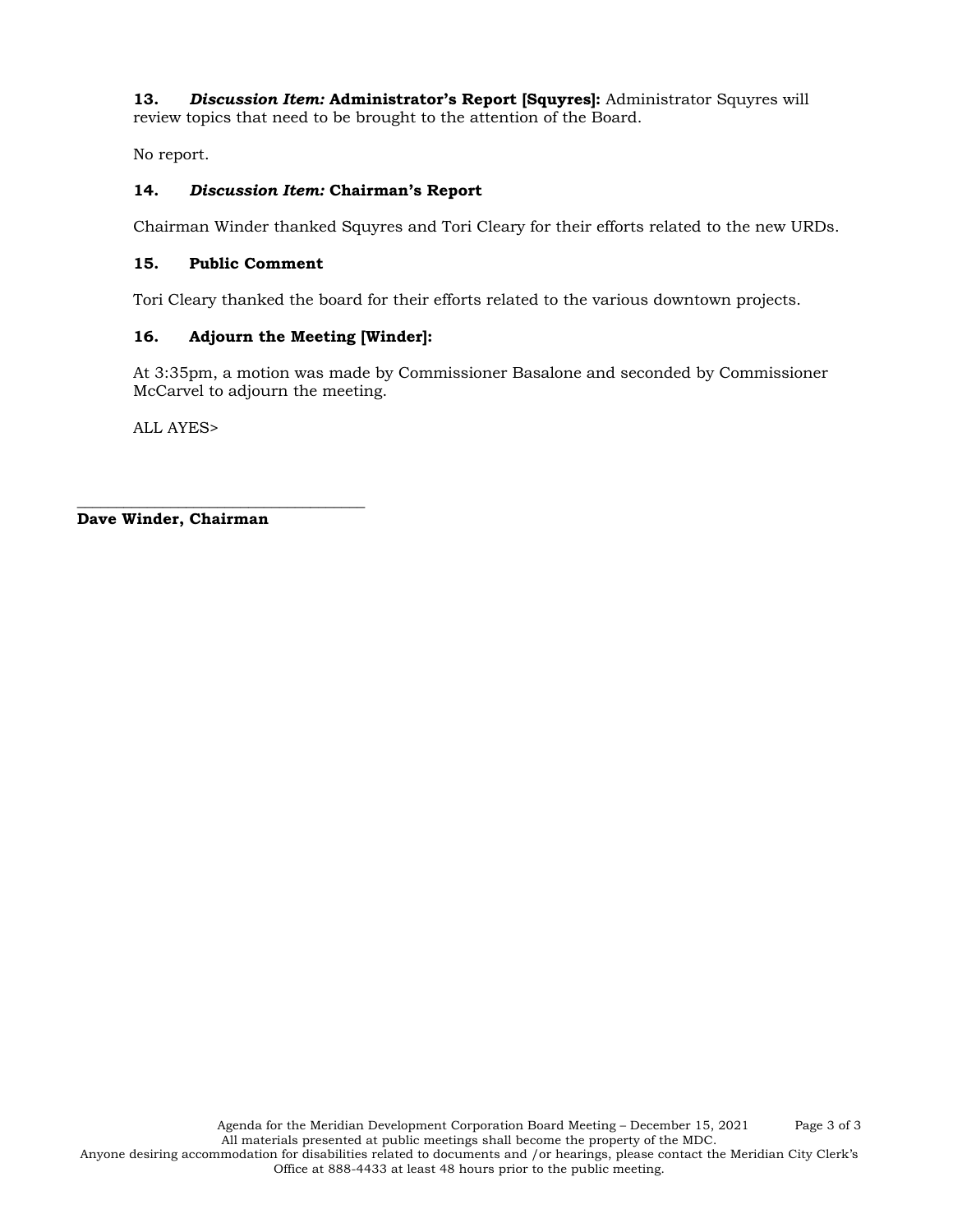**13.** ***Discussion Item:*** **Administrator's Report [Squyres]:** Administrator Squyres will review topics that need to be brought to the attention of the Board.

No report.

**14.** ***Discussion Item:*** **Chairman's Report**

Chairman Winder thanked Squyres and Tori Cleary for their efforts related to the new URDs.

**15. Public Comment**

Tori Cleary thanked the board for their efforts related to the various downtown projects.

**16. Adjourn the Meeting [Winder]:**

At 3:35pm, a motion was made by Commissioner Basalone and seconded by Commissioner McCarvel to adjourn the meeting.

ALL AYES>

___________________________________

**Dave Winder, Chairman**

All materials presented at public meetings shall become the property of the MDC.
Anyone desiring accommodation for disabilities related to documents and /or hearings, please contact the Meridian City Clerk's Office at 888-4433 at least 48 hours prior to the public meeting.